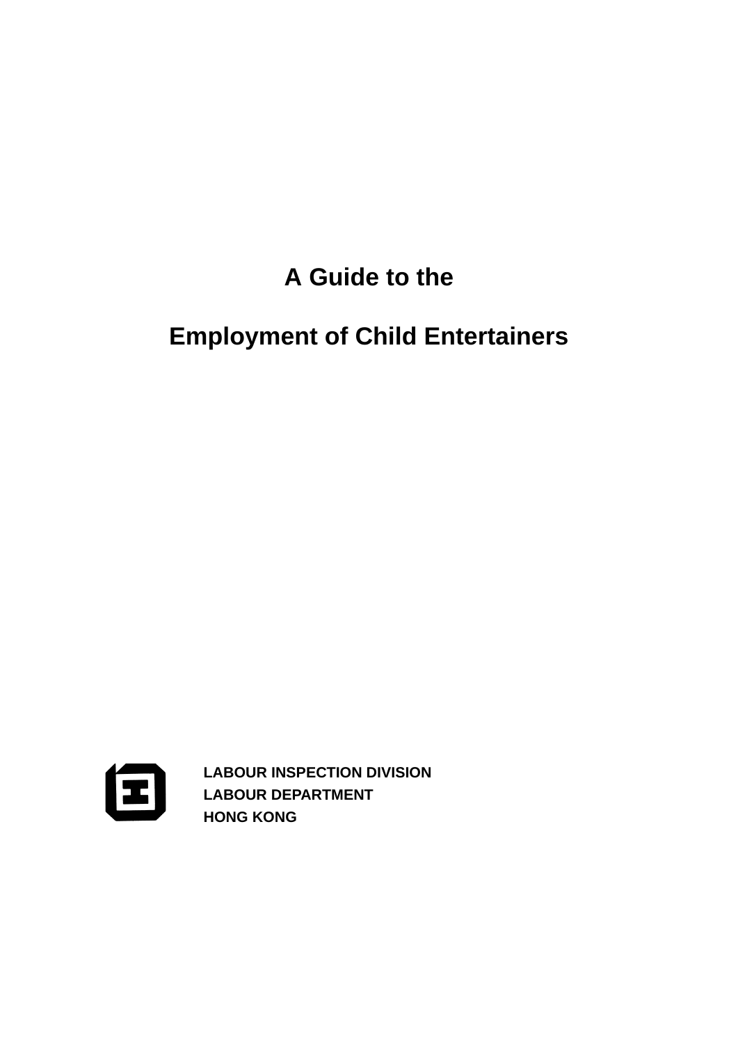# A Guide to the

# Employment of Child Entertainers

**LABOUR INSPECTION DIVISION**
**LABOUR DEPARTMENT**
**HONG KONG**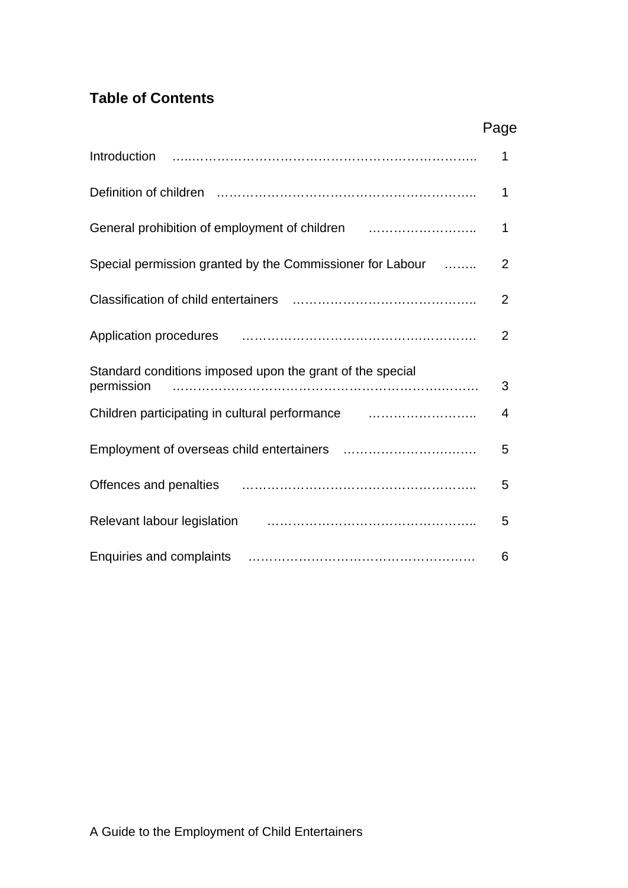## Table of Contents

| | Page |
|---|---|
| Introduction | 1 |
| Definition of children | 1 |
| General prohibition of employment of children | 1 |
| Special permission granted by the Commissioner for Labour | 2 |
| Classification of child entertainers | 2 |
| Application procedures | 2 |
| Standard conditions imposed upon the grant of the special permission | 3 |
| Children participating in cultural performance | 4 |
| Employment of overseas child entertainers | 5 |
| Offences and penalties | 5 |
| Relevant labour legislation | 5 |
| Enquiries and complaints | 6 |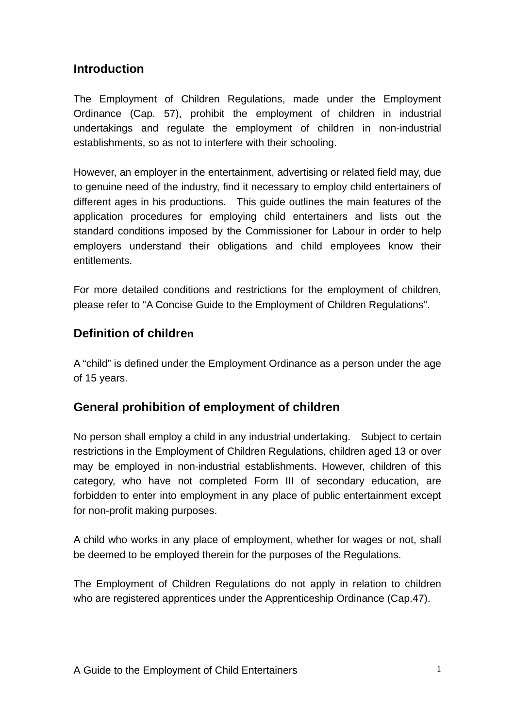## Introduction

The Employment of Children Regulations, made under the Employment Ordinance (Cap. 57), prohibit the employment of children in industrial undertakings and regulate the employment of children in non-industrial establishments, so as not to interfere with their schooling.

However, an employer in the entertainment, advertising or related field may, due to genuine need of the industry, find it necessary to employ child entertainers of different ages in his productions. This guide outlines the main features of the application procedures for employing child entertainers and lists out the standard conditions imposed by the Commissioner for Labour in order to help employers understand their obligations and child employees know their entitlements.

For more detailed conditions and restrictions for the employment of children, please refer to "A Concise Guide to the Employment of Children Regulations".

## Definition of children

A "child" is defined under the Employment Ordinance as a person under the age of 15 years.

## General prohibition of employment of children

No person shall employ a child in any industrial undertaking. Subject to certain restrictions in the Employment of Children Regulations, children aged 13 or over may be employed in non-industrial establishments. However, children of this category, who have not completed Form III of secondary education, are forbidden to enter into employment in any place of public entertainment except for non-profit making purposes.

A child who works in any place of employment, whether for wages or not, shall be deemed to be employed therein for the purposes of the Regulations.

The Employment of Children Regulations do not apply in relation to children who are registered apprentices under the Apprenticeship Ordinance (Cap.47).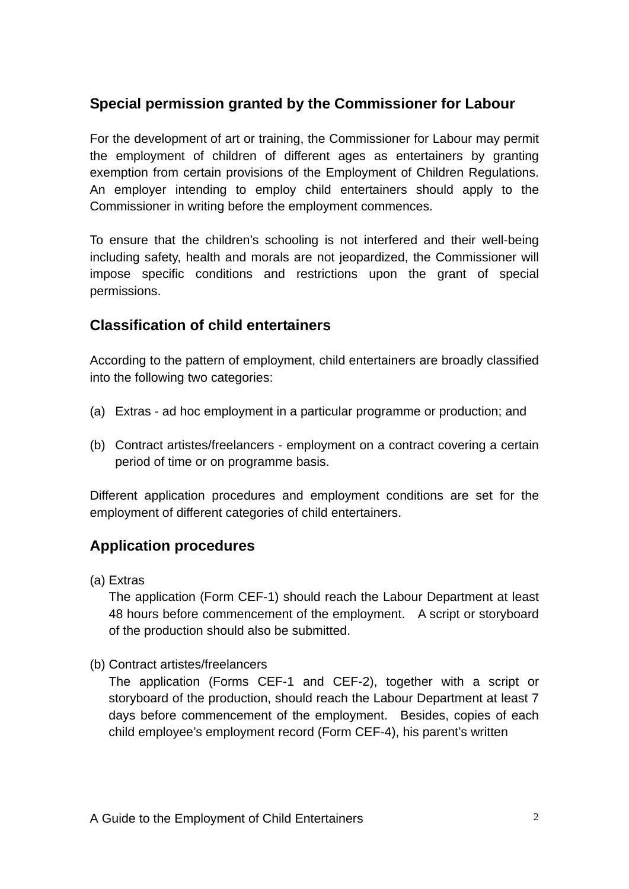## Special permission granted by the Commissioner for Labour

For the development of art or training, the Commissioner for Labour may permit the employment of children of different ages as entertainers by granting exemption from certain provisions of the Employment of Children Regulations. An employer intending to employ child entertainers should apply to the Commissioner in writing before the employment commences.

To ensure that the children's schooling is not interfered and their well-being including safety, health and morals are not jeopardized, the Commissioner will impose specific conditions and restrictions upon the grant of special permissions.

## Classification of child entertainers

According to the pattern of employment, child entertainers are broadly classified into the following two categories:

(a) Extras - ad hoc employment in a particular programme or production; and

(b) Contract artistes/freelancers - employment on a contract covering a certain period of time or on programme basis.

Different application procedures and employment conditions are set for the employment of different categories of child entertainers.

## Application procedures

(a) Extras
The application (Form CEF-1) should reach the Labour Department at least 48 hours before commencement of the employment. A script or storyboard of the production should also be submitted.

(b) Contract artistes/freelancers
The application (Forms CEF-1 and CEF-2), together with a script or storyboard of the production, should reach the Labour Department at least 7 days before commencement of the employment. Besides, copies of each child employee's employment record (Form CEF-4), his parent's written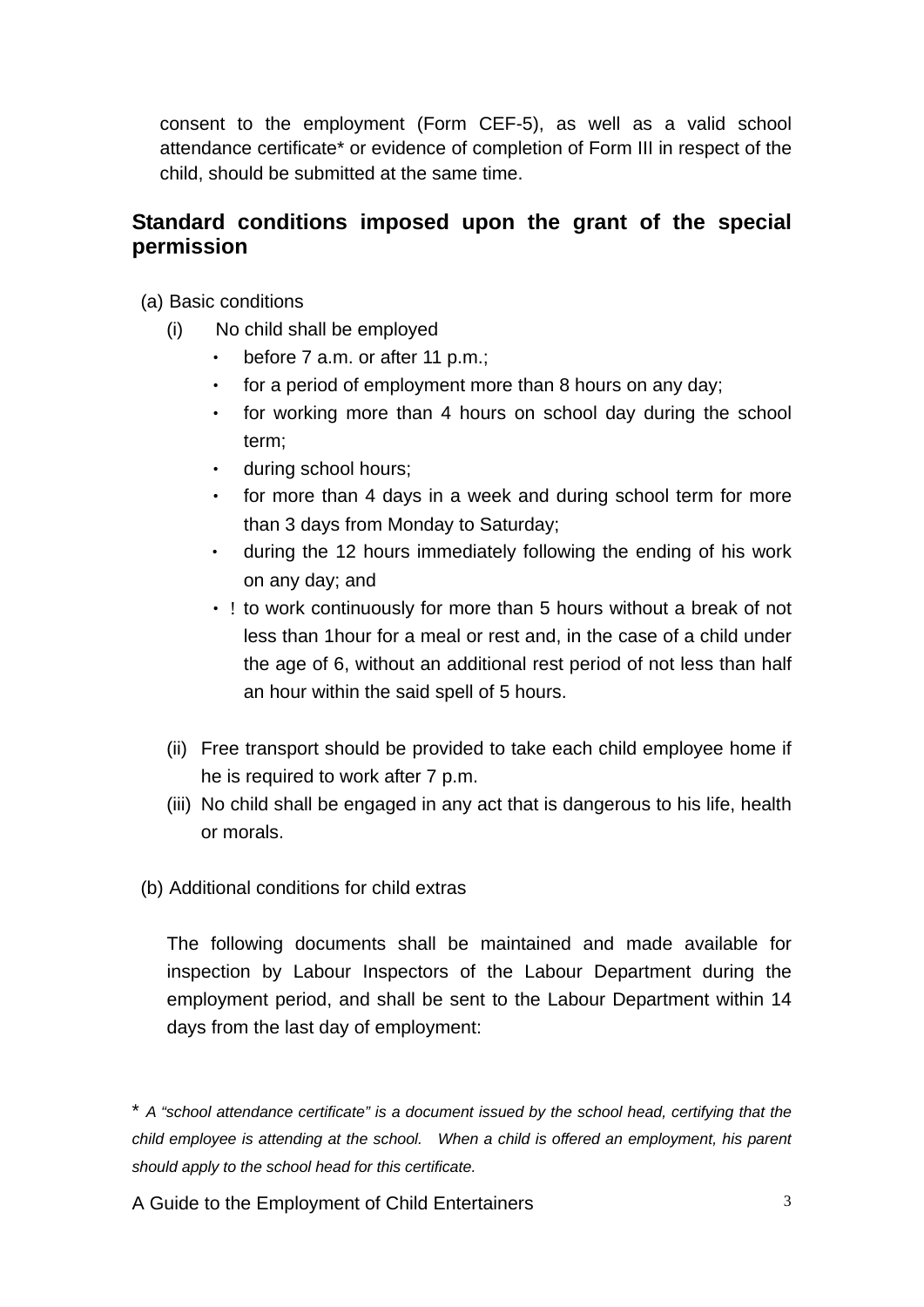consent to the employment (Form CEF-5), as well as a valid school attendance certificate* or evidence of completion of Form III in respect of the child, should be submitted at the same time.

## Standard conditions imposed upon the grant of the special permission

(a) Basic conditions

(i) No child shall be employed

- before 7 a.m. or after 11 p.m.;
- for a period of employment more than 8 hours on any day;
- for working more than 4 hours on school day during the school term;
- during school hours;
- for more than 4 days in a week and during school term for more than 3 days from Monday to Saturday;
- during the 12 hours immediately following the ending of his work on any day; and
- to work continuously for more than 5 hours without a break of not less than 1hour for a meal or rest and, in the case of a child under the age of 6, without an additional rest period of not less than half an hour within the said spell of 5 hours.

(ii) Free transport should be provided to take each child employee home if he is required to work after 7 p.m.

(iii) No child shall be engaged in any act that is dangerous to his life, health or morals.

(b) Additional conditions for child extras

The following documents shall be maintained and made available for inspection by Labour Inspectors of the Labour Department during the employment period, and shall be sent to the Labour Department within 14 days from the last day of employment:

\* *A "school attendance certificate" is a document issued by the school head, certifying that the child employee is attending at the school. When a child is offered an employment, his parent should apply to the school head for this certificate.*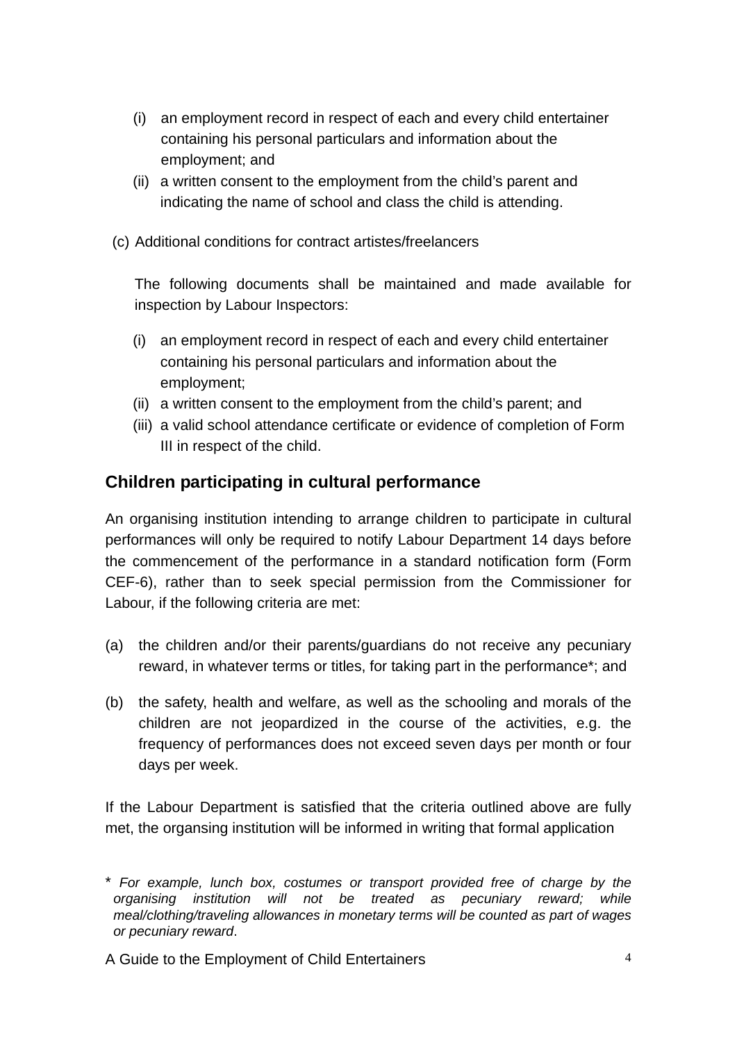(i) an employment record in respect of each and every child entertainer containing his personal particulars and information about the employment; and

(ii) a written consent to the employment from the child's parent and indicating the name of school and class the child is attending.

(c) Additional conditions for contract artistes/freelancers

The following documents shall be maintained and made available for inspection by Labour Inspectors:

(i) an employment record in respect of each and every child entertainer containing his personal particulars and information about the employment;

(ii) a written consent to the employment from the child's parent; and

(iii) a valid school attendance certificate or evidence of completion of Form III in respect of the child.

## Children participating in cultural performance

An organising institution intending to arrange children to participate in cultural performances will only be required to notify Labour Department 14 days before the commencement of the performance in a standard notification form (Form CEF-6), rather than to seek special permission from the Commissioner for Labour, if the following criteria are met:

(a) the children and/or their parents/guardians do not receive any pecuniary reward, in whatever terms or titles, for taking part in the performance*; and

(b) the safety, health and welfare, as well as the schooling and morals of the children are not jeopardized in the course of the activities, e.g. the frequency of performances does not exceed seven days per month or four days per week.

If the Labour Department is satisfied that the criteria outlined above are fully met, the organsing institution will be informed in writing that formal application

\* *For example, lunch box, costumes or transport provided free of charge by the organising institution will not be treated as pecuniary reward; while meal/clothing/traveling allowances in monetary terms will be counted as part of wages or pecuniary reward*.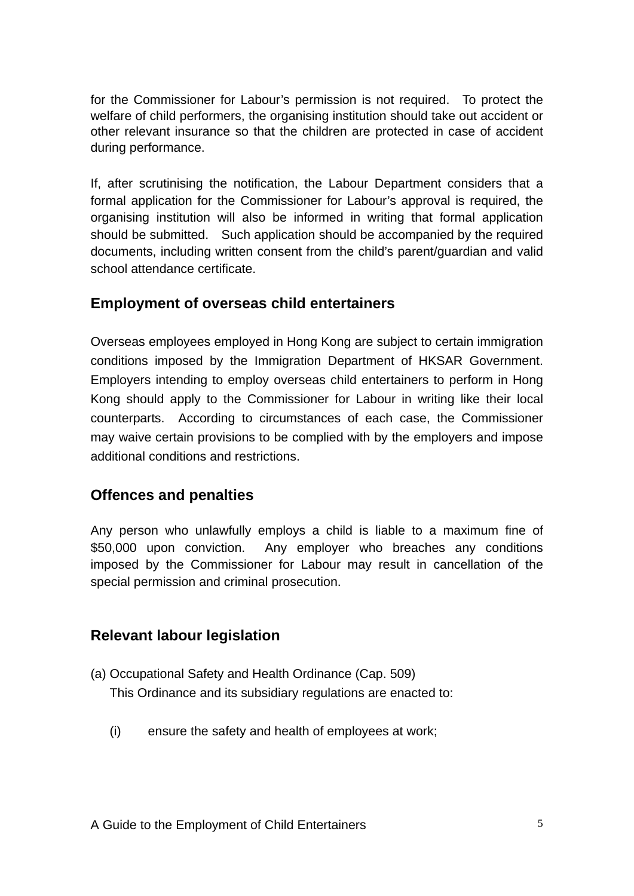for the Commissioner for Labour's permission is not required. To protect the welfare of child performers, the organising institution should take out accident or other relevant insurance so that the children are protected in case of accident during performance.

If, after scrutinising the notification, the Labour Department considers that a formal application for the Commissioner for Labour's approval is required, the organising institution will also be informed in writing that formal application should be submitted. Such application should be accompanied by the required documents, including written consent from the child's parent/guardian and valid school attendance certificate.

## Employment of overseas child entertainers

Overseas employees employed in Hong Kong are subject to certain immigration conditions imposed by the Immigration Department of HKSAR Government. Employers intending to employ overseas child entertainers to perform in Hong Kong should apply to the Commissioner for Labour in writing like their local counterparts. According to circumstances of each case, the Commissioner may waive certain provisions to be complied with by the employers and impose additional conditions and restrictions.

## Offences and penalties

Any person who unlawfully employs a child is liable to a maximum fine of $50,000 upon conviction. Any employer who breaches any conditions imposed by the Commissioner for Labour may result in cancellation of the special permission and criminal prosecution.

## Relevant labour legislation

(a) Occupational Safety and Health Ordinance (Cap. 509)
This Ordinance and its subsidiary regulations are enacted to:

(i) ensure the safety and health of employees at work;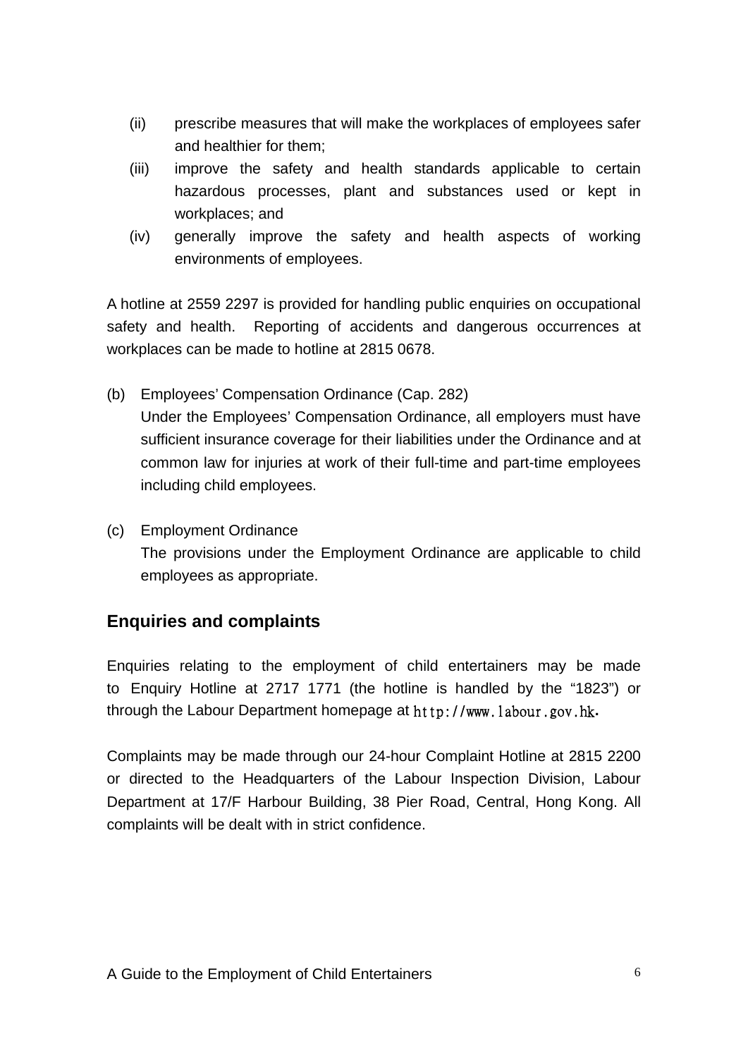(ii) prescribe measures that will make the workplaces of employees safer and healthier for them;

(iii) improve the safety and health standards applicable to certain hazardous processes, plant and substances used or kept in workplaces; and

(iv) generally improve the safety and health aspects of working environments of employees.

A hotline at 2559 2297 is provided for handling public enquiries on occupational safety and health. Reporting of accidents and dangerous occurrences at workplaces can be made to hotline at 2815 0678.

(b) Employees' Compensation Ordinance (Cap. 282)
Under the Employees' Compensation Ordinance, all employers must have sufficient insurance coverage for their liabilities under the Ordinance and at common law for injuries at work of their full-time and part-time employees including child employees.

(c) Employment Ordinance
The provisions under the Employment Ordinance are applicable to child employees as appropriate.

## Enquiries and complaints

Enquiries relating to the employment of child entertainers may be made to Enquiry Hotline at 2717 1771 (the hotline is handled by the "1823") or through the Labour Department homepage at http://www.labour.gov.hk.

Complaints may be made through our 24-hour Complaint Hotline at 2815 2200 or directed to the Headquarters of the Labour Inspection Division, Labour Department at 17/F Harbour Building, 38 Pier Road, Central, Hong Kong. All complaints will be dealt with in strict confidence.